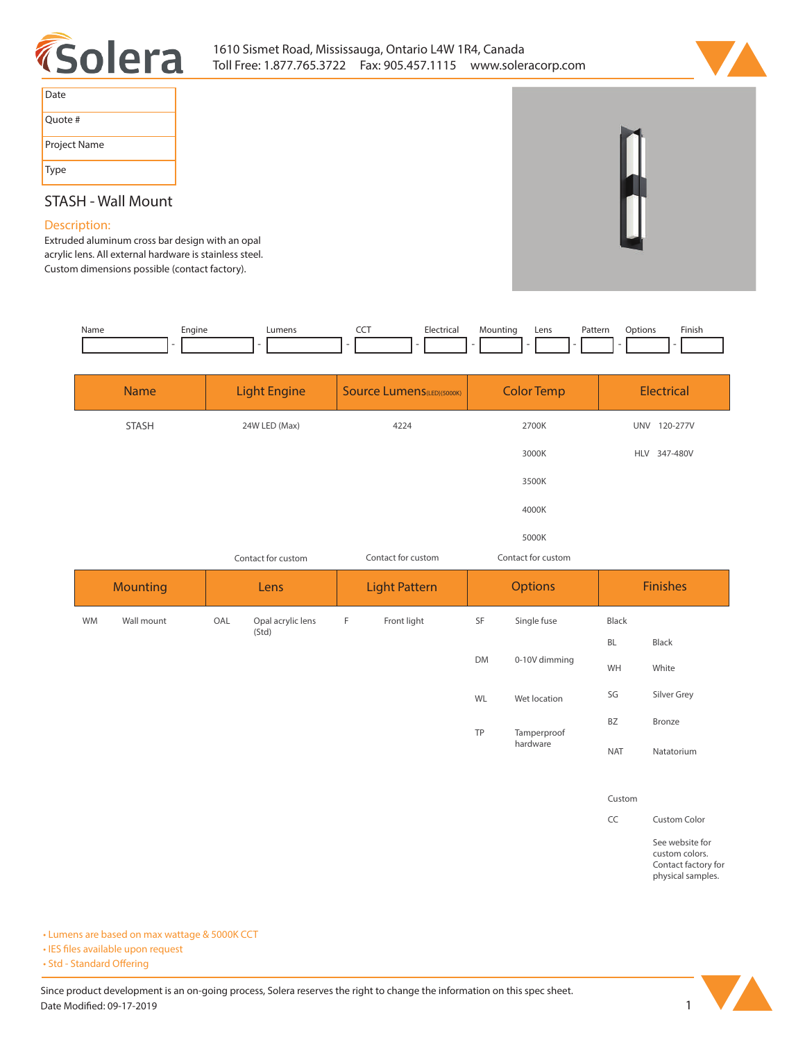1610 Sismet Road, Mississauga, Ontario L4W 1R4, Canada
Toll Free: 1.877.765.3722 Fax: 905.457.1115 www.soleracorp.com

| Date | |
|---|---|
| Quote # | |
| Project Name | |
| Type | |

# STASH - Wall Mount

## Description:

Extruded aluminum cross bar design with an opal acrylic lens. All external hardware is stainless steel. Custom dimensions possible (contact factory).

| Name | Engine | Lumens | CCT | Electrical | Mounting | Lens | Pattern | Options | Finish |
|---|---|---|---|---|---|---|---|---|---|
| | | | | | | | | | |

| Name | Light Engine | Source Lumens(LED)(5000K) | Color Temp | Electrical |
|---|---|---|---|---|
| STASH | 24W LED (Max) | 4224 | 2700K | UNV 120-277V |
| | | | 3000K | HLV 347-480V |
| | | | 3500K | |
| | | | 4000K | |
| | | | 5000K | |
| | Contact for custom | Contact for custom | Contact for custom | |

| Mounting | | Lens | | Light Pattern | | Options | | Finishes | |
|---|---|---|---|---|---|---|---|---|---|
| WM | Wall mount | OAL | Opal acrylic lens (Std) | F | Front light | SF | Single fuse | Black | |
| | | | | | | | | BL | Black |
| | | | | | | DM | 0-10V dimming | WH | White |
| | | | | | | WL | Wet location | SG | Silver Grey |
| | | | | | | | | BZ | Bronze |
| | | | | | | TP | Tamperproof hardware | NAT | Natatorium |
| | | | | | | | | Custom | |
| | | | | | | | | CC | Custom Color |
| | | | | | | | | | See website for custom colors. Contact factory for physical samples. |

- Lumens are based on max wattage & 5000K CCT
- IES files available upon request
- Std - Standard Offering

Since product development is an on-going process, Solera reserves the right to change the information on this spec sheet.
Date Modified: 09-17-2019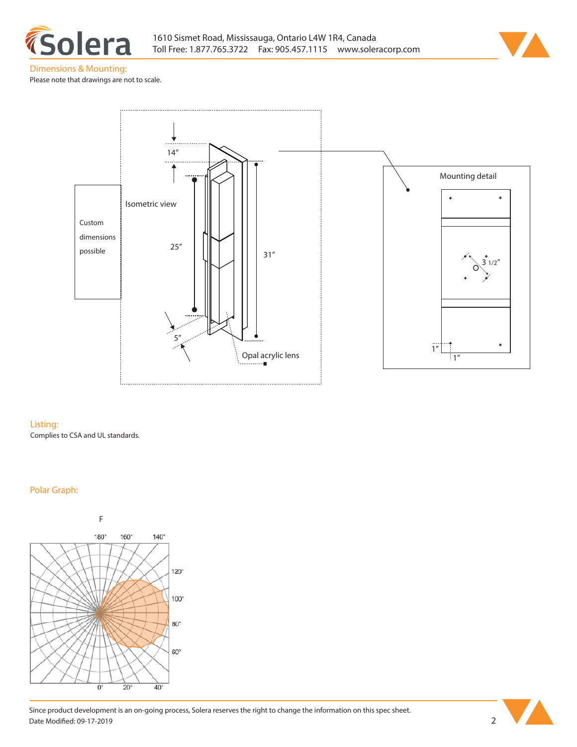## Dimensions & Mounting:

Please note that drawings are not to scale.

Custom dimensions possible

Isometric view

14″

25″

31″

5″

Opal acrylic lens

Mounting detail

3 1/2″

1″

1″

## Listing:

Complies to CSA and UL standards.

## Polar Graph:

F

180° 160° 140°

120°

100°

80°

60°

0° 20° 40°

Since product development is an on-going process, Solera reserves the right to change the information on this spec sheet.
Date Modified: 09-17-2019